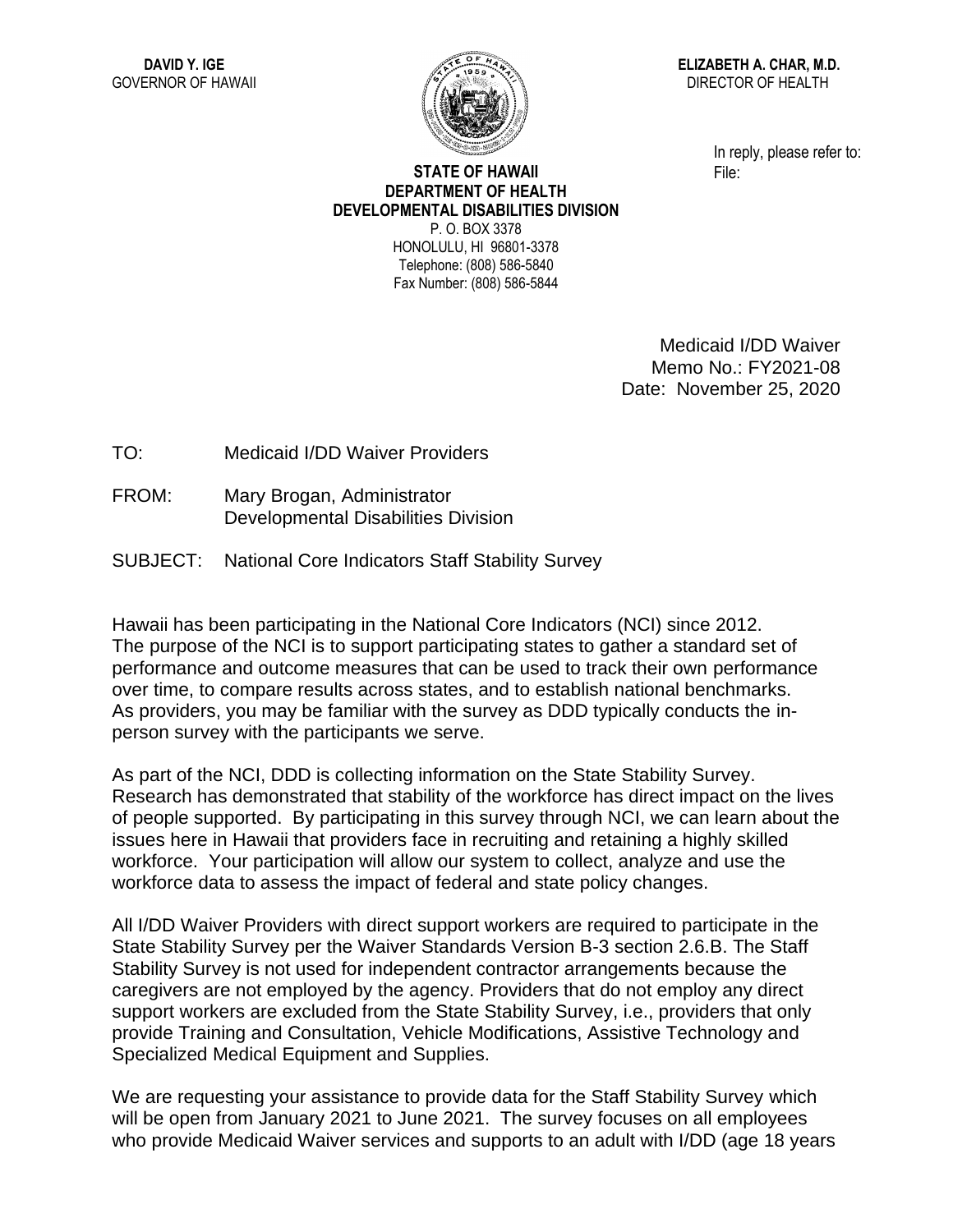**DAVID Y. IGE**
GOVERNOR OF HAWAII

**ELIZABETH A. CHAR, M.D.**
DIRECTOR OF HEALTH

In reply, please refer to:
File:

**STATE OF HAWAII**
**DEPARTMENT OF HEALTH**
**DEVELOPMENTAL DISABILITIES DIVISION**
P. O. BOX 3378
HONOLULU, HI 96801-3378
Telephone: (808) 586-5840
Fax Number: (808) 586-5844

Medicaid I/DD Waiver
Memo No.: FY2021-08
Date: November 25, 2020

TO: Medicaid I/DD Waiver Providers

FROM: Mary Brogan, Administrator
Developmental Disabilities Division

SUBJECT: National Core Indicators Staff Stability Survey

Hawaii has been participating in the National Core Indicators (NCI) since 2012. The purpose of the NCI is to support participating states to gather a standard set of performance and outcome measures that can be used to track their own performance over time, to compare results across states, and to establish national benchmarks. As providers, you may be familiar with the survey as DDD typically conducts the in-person survey with the participants we serve.

As part of the NCI, DDD is collecting information on the State Stability Survey. Research has demonstrated that stability of the workforce has direct impact on the lives of people supported. By participating in this survey through NCI, we can learn about the issues here in Hawaii that providers face in recruiting and retaining a highly skilled workforce. Your participation will allow our system to collect, analyze and use the workforce data to assess the impact of federal and state policy changes.

All I/DD Waiver Providers with direct support workers are required to participate in the State Stability Survey per the Waiver Standards Version B-3 section 2.6.B. The Staff Stability Survey is not used for independent contractor arrangements because the caregivers are not employed by the agency. Providers that do not employ any direct support workers are excluded from the State Stability Survey, i.e., providers that only provide Training and Consultation, Vehicle Modifications, Assistive Technology and Specialized Medical Equipment and Supplies.

We are requesting your assistance to provide data for the Staff Stability Survey which will be open from January 2021 to June 2021. The survey focuses on all employees who provide Medicaid Waiver services and supports to an adult with I/DD (age 18 years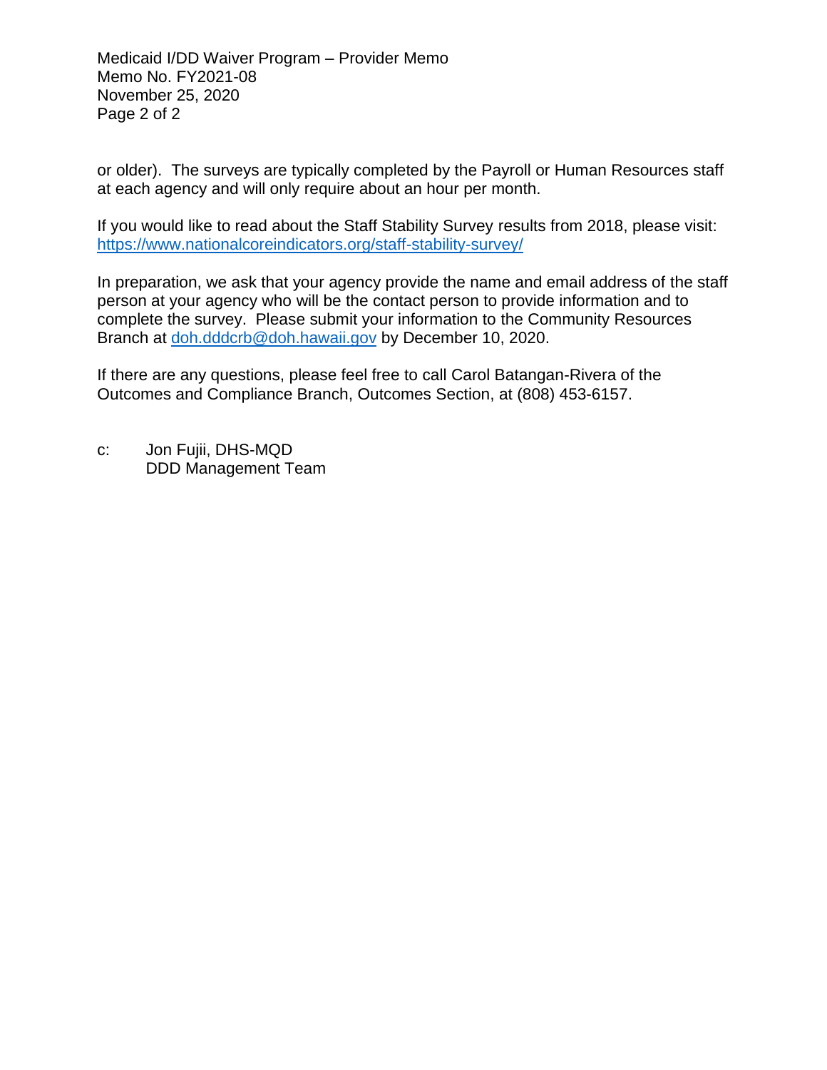or older). The surveys are typically completed by the Payroll or Human Resources staff at each agency and will only require about an hour per month.

If you would like to read about the Staff Stability Survey results from 2018, please visit: https://www.nationalcoreindicators.org/staff-stability-survey/

In preparation, we ask that your agency provide the name and email address of the staff person at your agency who will be the contact person to provide information and to complete the survey. Please submit your information to the Community Resources Branch at doh.dddcrb@doh.hawaii.gov by December 10, 2020.

If there are any questions, please feel free to call Carol Batangan-Rivera of the Outcomes and Compliance Branch, Outcomes Section, at (808) 453-6157.

c: Jon Fujii, DHS-MQD
DDD Management Team